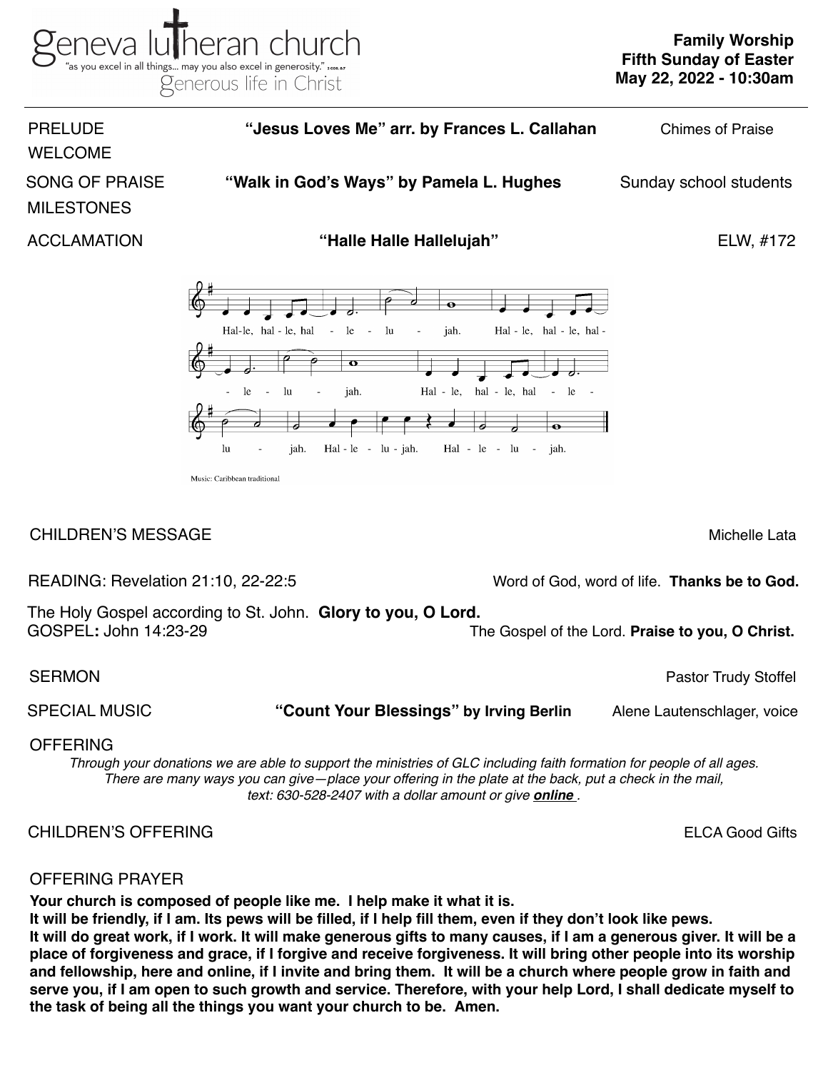geneva lutheran church
"as you excel in all things... may you also excel in generosity." 2 Cor. 8:7
generous life in Christ

**Family Worship**
**Fifth Sunday of Easter**
**May 22, 2022 - 10:30am**

PRELUDE **"Jesus Loves Me" arr. by Frances L. Callahan** Chimes of Praise

WELCOME

SONG OF PRAISE **"Walk in God's Ways" by Pamela L. Hughes** Sunday school students

MILESTONES

ACCLAMATION **"Halle Halle Hallelujah"** ELW, #172

Hal-le, hal-le, hal-le-lu-jah. Hal-le, hal-le, hal-le-lu-jah. Hal-le, hal-le, hal-le-lu-jah. Hal-le-lu-jah. Hal-le-lu-jah.

Music: Caribbean traditional

CHILDREN'S MESSAGE Michelle Lata

READING: Revelation 21:10, 22-22:5 Word of God, word of life. **Thanks be to God.**

The Holy Gospel according to St. John. **Glory to you, O Lord.**
GOSPEL**:** John 14:23-29 The Gospel of the Lord. **Praise to you, O Christ.**

SERMON Pastor Trudy Stoffel

SPECIAL MUSIC **"Count Your Blessings" by Irving Berlin** Alene Lautenschlager, voice

OFFERING

*Through your donations we are able to support the ministries of GLC including faith formation for people of all ages. There are many ways you can give—place your offering in the plate at the back, put a check in the mail, text: 630-528-2407 with a dollar amount or give **online** .*

CHILDREN'S OFFERING ELCA Good Gifts

OFFERING PRAYER

**Your church is composed of people like me. I help make it what it is.**
**It will be friendly, if I am. Its pews will be filled, if I help fill them, even if they don't look like pews.**
**It will do great work, if I work. It will make generous gifts to many causes, if I am a generous giver. It will be a place of forgiveness and grace, if I forgive and receive forgiveness. It will bring other people into its worship and fellowship, here and online, if I invite and bring them. It will be a church where people grow in faith and serve you, if I am open to such growth and service. Therefore, with your help Lord, I shall dedicate myself to the task of being all the things you want your church to be. Amen.**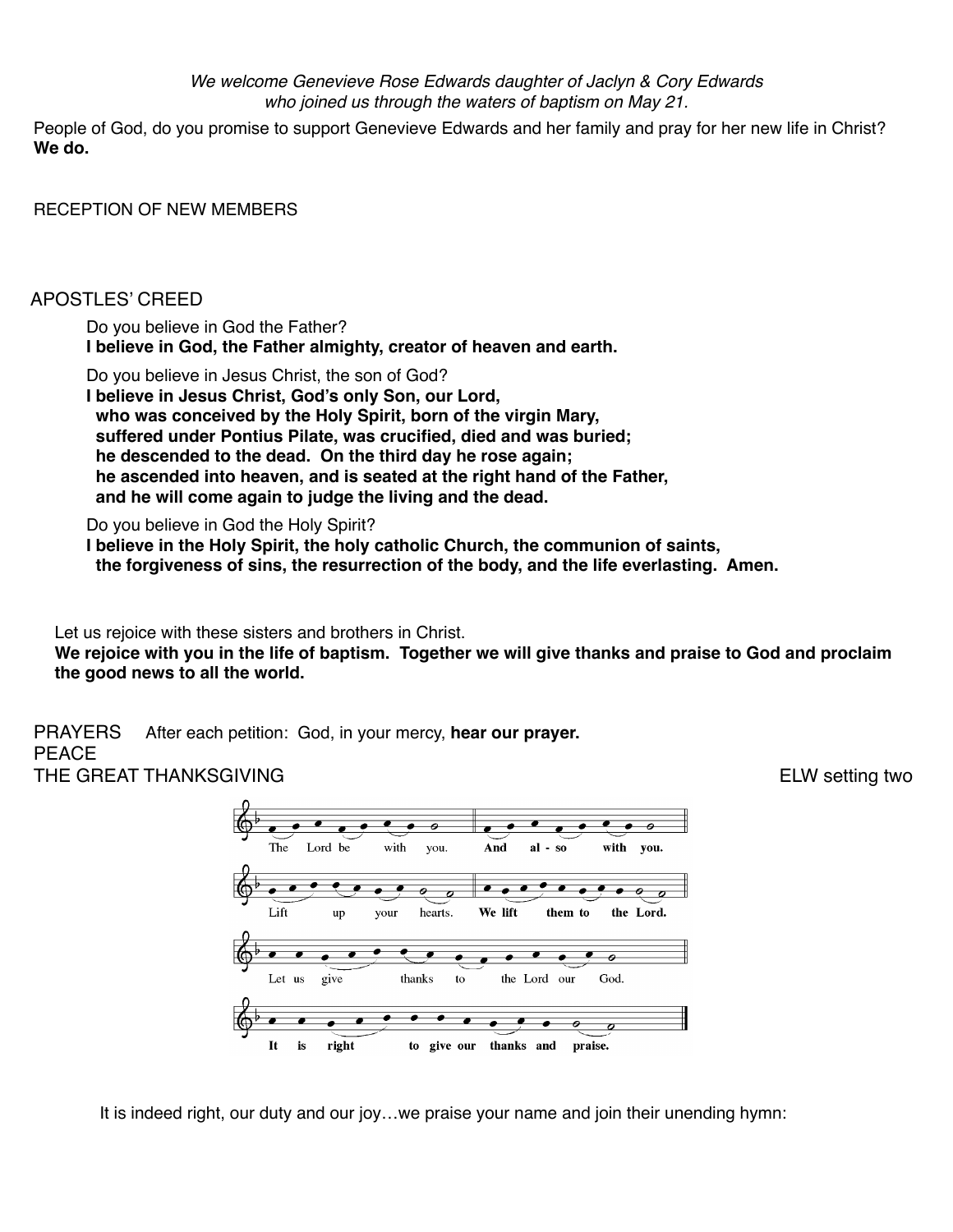*We welcome Genevieve Rose Edwards daughter of Jaclyn & Cory Edwards who joined us through the waters of baptism on May 21.*

People of God, do you promise to support Genevieve Edwards and her family and pray for her new life in Christ?
**We do.**

RECEPTION OF NEW MEMBERS

APOSTLES' CREED

Do you believe in God the Father?
**I believe in God, the Father almighty, creator of heaven and earth.**

Do you believe in Jesus Christ, the son of God?
**I believe in Jesus Christ, God's only Son, our Lord,
who was conceived by the Holy Spirit, born of the virgin Mary,
suffered under Pontius Pilate, was crucified, died and was buried;
he descended to the dead. On the third day he rose again;
he ascended into heaven, and is seated at the right hand of the Father,
and he will come again to judge the living and the dead.**

Do you believe in God the Holy Spirit?
**I believe in the Holy Spirit, the holy catholic Church, the communion of saints,
the forgiveness of sins, the resurrection of the body, and the life everlasting. Amen.**

Let us rejoice with these sisters and brothers in Christ.
**We rejoice with you in the life of baptism. Together we will give thanks and praise to God and proclaim the good news to all the world.**

PRAYERS After each petition: God, in your mercy, **hear our prayer.**

PEACE

THE GREAT THANKSGIVING ELW setting two

The Lord be with you. **And also with you.**

Lift up your hearts. **We lift them to the Lord.**

Let us give thanks to the Lord our God.

**It is right to give our thanks and praise.**

It is indeed right, our duty and our joy…we praise your name and join their unending hymn: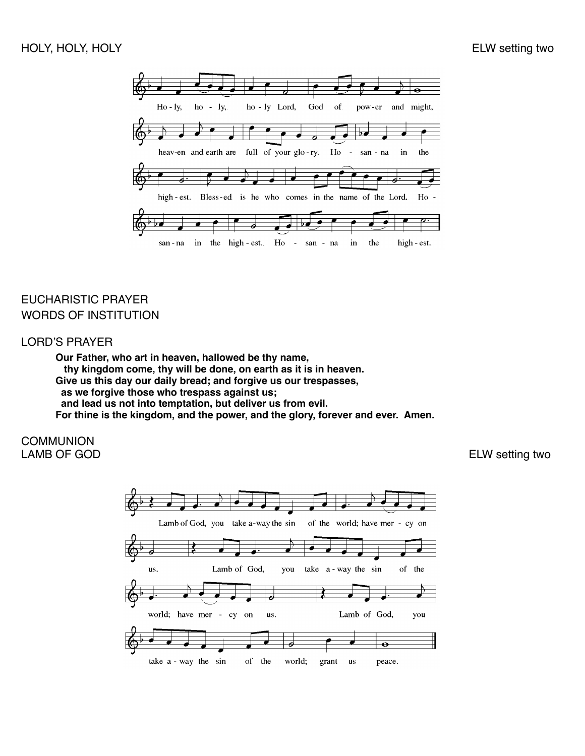HOLY, HOLY, HOLY — ELW setting two

Ho-ly, ho-ly, ho-ly Lord, God of pow-er and might, heav-en and earth are full of your glo-ry. Ho-san-na in the high-est. Bless-ed is he who comes in the name of the Lord. Ho-san-na in the high-est. Ho-san-na in the high-est.

EUCHARISTIC PRAYER

WORDS OF INSTITUTION

LORD'S PRAYER

**Our Father, who art in heaven, hallowed be thy name,**
**thy kingdom come, thy will be done, on earth as it is in heaven.**
**Give us this day our daily bread; and forgive us our trespasses,**
**as we forgive those who trespass against us;**
**and lead us not into temptation, but deliver us from evil.**
**For thine is the kingdom, and the power, and the glory, forever and ever. Amen.**

COMMUNION

LAMB OF GOD — ELW setting two

Lamb of God, you take a-way the sin of the world; have mer-cy on us. Lamb of God, you take a-way the sin of the world; have mer-cy on us. Lamb of God, you take a-way the sin of the world; grant us peace.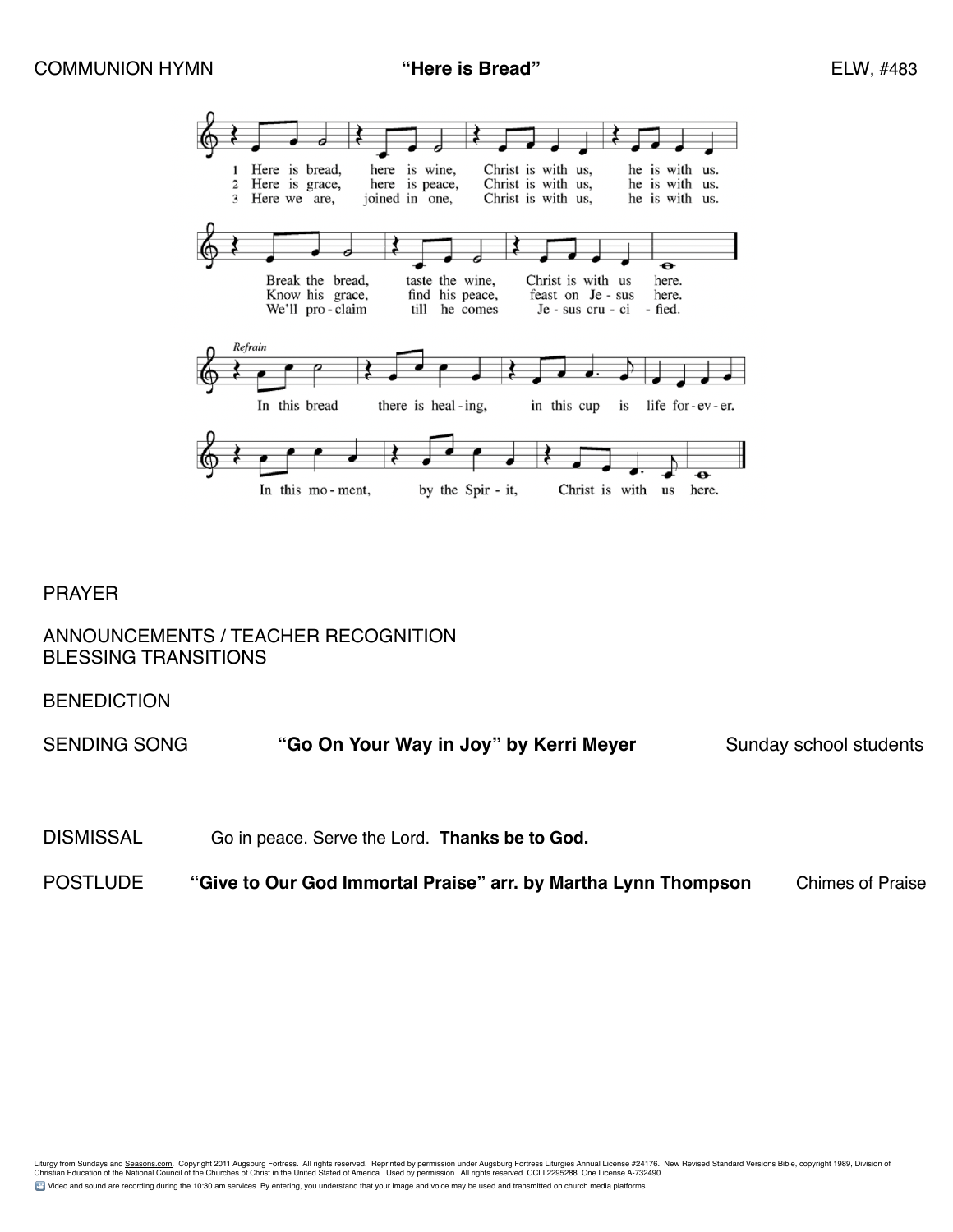COMMUNION HYMN **"Here is Bread"** ELW, #483

1 Here is bread, here is wine, Christ is with us, he is with us.
2 Here is grace, here is peace, Christ is with us, he is with us.
3 Here we are, joined in one, Christ is with us, he is with us.

Break the bread, taste the wine, Christ is with us here.
Know his grace, find his peace, feast on Je - sus here.
We'll pro - claim till he comes Je - sus cru - ci - fied.

*Refrain*

In this bread there is heal - ing, in this cup is life for - ev - er.
In this mo - ment, by the Spir - it, Christ is with us here.

PRAYER

ANNOUNCEMENTS / TEACHER RECOGNITION
BLESSING TRANSITIONS

BENEDICTION

SENDING SONG **"Go On Your Way in Joy" by Kerri Meyer** Sunday school students

DISMISSAL Go in peace. Serve the Lord. **Thanks be to God.**

POSTLUDE **"Give to Our God Immortal Praise" arr. by Martha Lynn Thompson** Chimes of Praise

Liturgy from Sundays and Seasons.com. Copyright 2011 Augsburg Fortress. All rights reserved. Reprinted by permission under Augsburg Fortress Liturgies Annual License #24176. New Revised Standard Versions Bible, copyright 1989, Division of Christian Education of the National Council of the Churches of Christ in the United Stated of America. Used by permission. All rights reserved. CCLI 2295288. One License A-732490.

Video and sound are recording during the 10:30 am services. By entering, you understand that your image and voice may be used and transmitted on church media platforms.